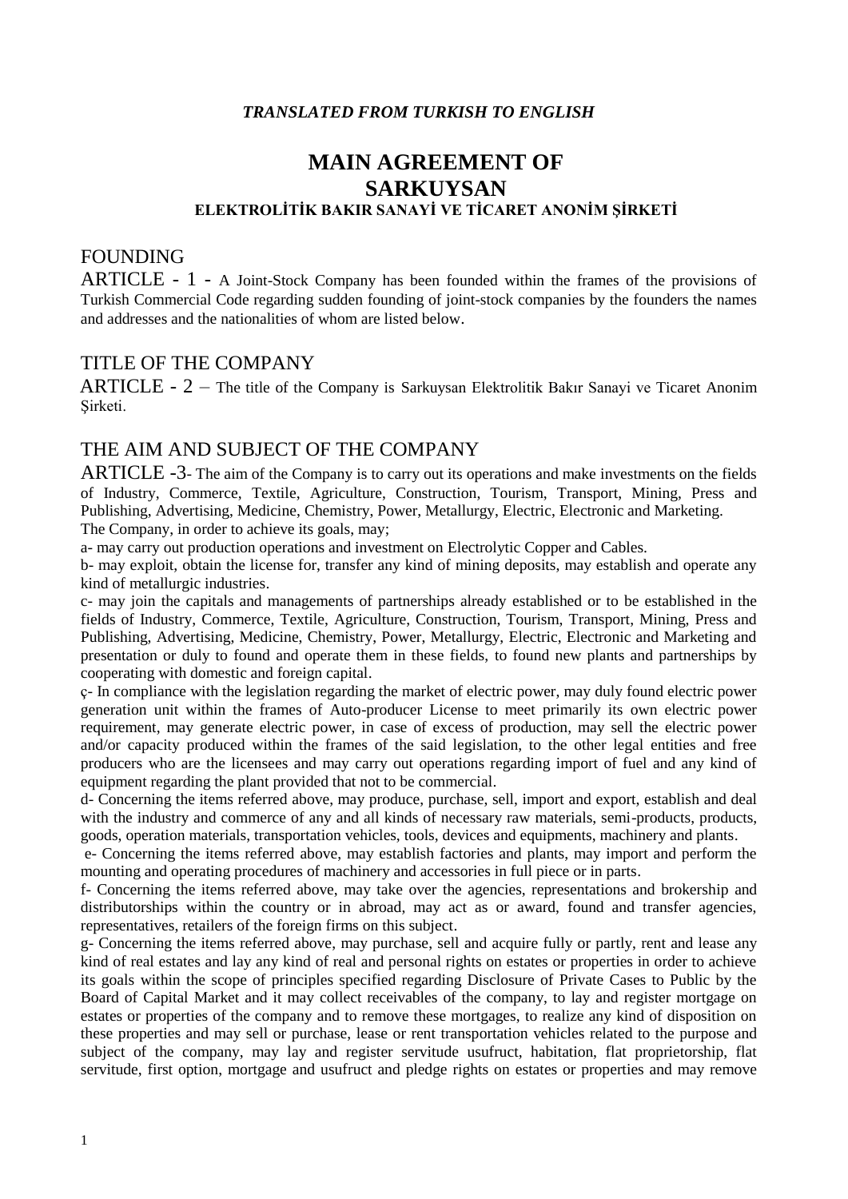*TRANSLATED FROM TURKISH TO ENGLISH*

# MAIN AGREEMENT OF SARKUYSAN

### ELEKTROLİTİK BAKIR SANAYİ VE TİCARET ANONİM ŞİRKETİ

## FOUNDING

ARTICLE - 1 - A Joint-Stock Company has been founded within the frames of the provisions of Turkish Commercial Code regarding sudden founding of joint-stock companies by the founders the names and addresses and the nationalities of whom are listed below.

## TITLE OF THE COMPANY

ARTICLE - 2 – The title of the Company is Sarkuysan Elektrolitik Bakır Sanayi ve Ticaret Anonim Şirketi.

## THE AIM AND SUBJECT OF THE COMPANY

ARTICLE -3- The aim of the Company is to carry out its operations and make investments on the fields of Industry, Commerce, Textile, Agriculture, Construction, Tourism, Transport, Mining, Press and Publishing, Advertising, Medicine, Chemistry, Power, Metallurgy, Electric, Electronic and Marketing.

The Company, in order to achieve its goals, may;

a- may carry out production operations and investment on Electrolytic Copper and Cables.

b- may exploit, obtain the license for, transfer any kind of mining deposits, may establish and operate any kind of metallurgic industries.

c- may join the capitals and managements of partnerships already established or to be established in the fields of Industry, Commerce, Textile, Agriculture, Construction, Tourism, Transport, Mining, Press and Publishing, Advertising, Medicine, Chemistry, Power, Metallurgy, Electric, Electronic and Marketing and presentation or duly to found and operate them in these fields, to found new plants and partnerships by cooperating with domestic and foreign capital.

ç- In compliance with the legislation regarding the market of electric power, may duly found electric power generation unit within the frames of Auto-producer License to meet primarily its own electric power requirement, may generate electric power, in case of excess of production, may sell the electric power and/or capacity produced within the frames of the said legislation, to the other legal entities and free producers who are the licensees and may carry out operations regarding import of fuel and any kind of equipment regarding the plant provided that not to be commercial.

d- Concerning the items referred above, may produce, purchase, sell, import and export, establish and deal with the industry and commerce of any and all kinds of necessary raw materials, semi-products, products, goods, operation materials, transportation vehicles, tools, devices and equipments, machinery and plants.

e- Concerning the items referred above, may establish factories and plants, may import and perform the mounting and operating procedures of machinery and accessories in full piece or in parts.

f- Concerning the items referred above, may take over the agencies, representations and brokership and distributorships within the country or in abroad, may act as or award, found and transfer agencies, representatives, retailers of the foreign firms on this subject.

g- Concerning the items referred above, may purchase, sell and acquire fully or partly, rent and lease any kind of real estates and lay any kind of real and personal rights on estates or properties in order to achieve its goals within the scope of principles specified regarding Disclosure of Private Cases to Public by the Board of Capital Market and it may collect receivables of the company, to lay and register mortgage on estates or properties of the company and to remove these mortgages, to realize any kind of disposition on these properties and may sell or purchase, lease or rent transportation vehicles related to the purpose and subject of the company, may lay and register servitude usufruct, habitation, flat proprietorship, flat servitude, first option, mortgage and usufruct and pledge rights on estates or properties and may remove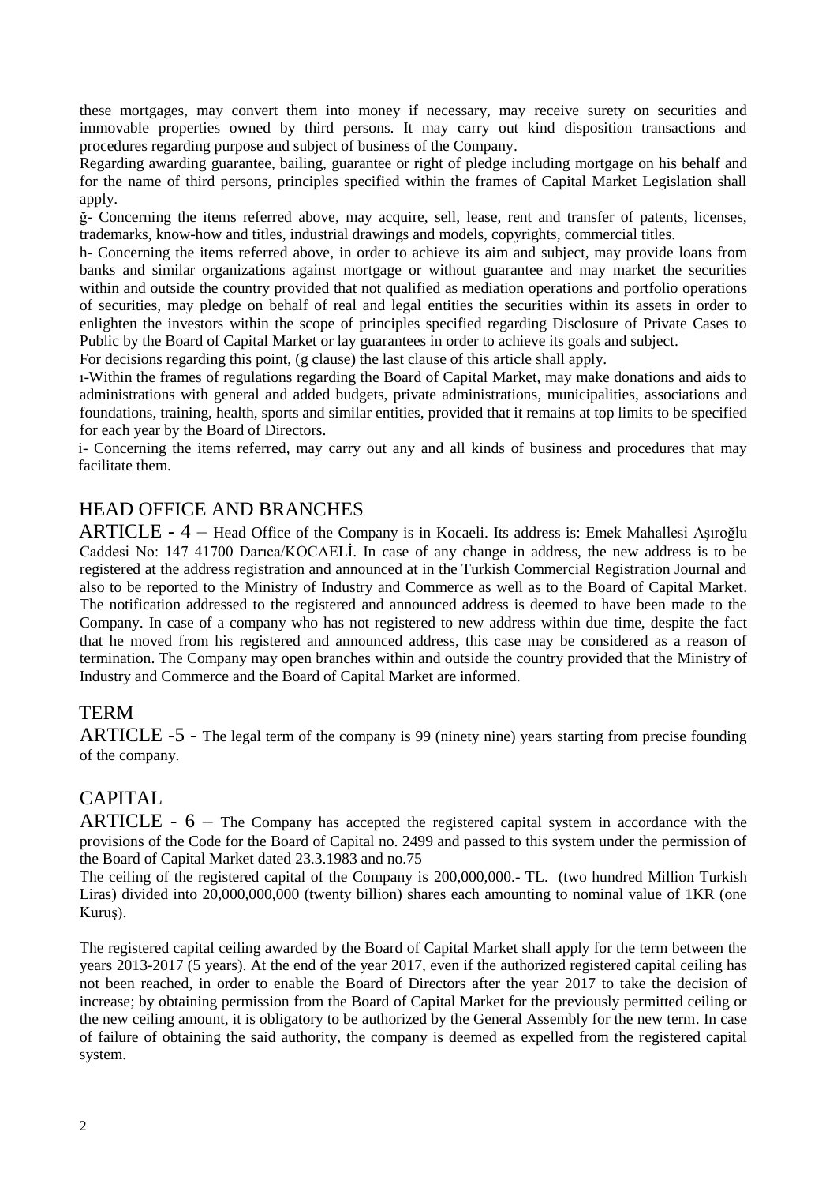these mortgages, may convert them into money if necessary, may receive surety on securities and immovable properties owned by third persons. It may carry out kind disposition transactions and procedures regarding purpose and subject of business of the Company.

Regarding awarding guarantee, bailing, guarantee or right of pledge including mortgage on his behalf and for the name of third persons, principles specified within the frames of Capital Market Legislation shall apply.

ğ- Concerning the items referred above, may acquire, sell, lease, rent and transfer of patents, licenses, trademarks, know-how and titles, industrial drawings and models, copyrights, commercial titles.

h- Concerning the items referred above, in order to achieve its aim and subject, may provide loans from banks and similar organizations against mortgage or without guarantee and may market the securities within and outside the country provided that not qualified as mediation operations and portfolio operations of securities, may pledge on behalf of real and legal entities the securities within its assets in order to enlighten the investors within the scope of principles specified regarding Disclosure of Private Cases to Public by the Board of Capital Market or lay guarantees in order to achieve its goals and subject.

For decisions regarding this point, (g clause) the last clause of this article shall apply.

ı-Within the frames of regulations regarding the Board of Capital Market, may make donations and aids to administrations with general and added budgets, private administrations, municipalities, associations and foundations, training, health, sports and similar entities, provided that it remains at top limits to be specified for each year by the Board of Directors.

i- Concerning the items referred, may carry out any and all kinds of business and procedures that may facilitate them.

## HEAD OFFICE AND BRANCHES

ARTICLE - 4 – Head Office of the Company is in Kocaeli. Its address is: Emek Mahallesi Aşıroğlu Caddesi No: 147 41700 Darıca/KOCAELİ. In case of any change in address, the new address is to be registered at the address registration and announced at in the Turkish Commercial Registration Journal and also to be reported to the Ministry of Industry and Commerce as well as to the Board of Capital Market. The notification addressed to the registered and announced address is deemed to have been made to the Company. In case of a company who has not registered to new address within due time, despite the fact that he moved from his registered and announced address, this case may be considered as a reason of termination. The Company may open branches within and outside the country provided that the Ministry of Industry and Commerce and the Board of Capital Market are informed.

## TERM

ARTICLE -5 - The legal term of the company is 99 (ninety nine) years starting from precise founding of the company.

## CAPITAL

ARTICLE - 6 – The Company has accepted the registered capital system in accordance with the provisions of the Code for the Board of Capital no. 2499 and passed to this system under the permission of the Board of Capital Market dated 23.3.1983 and no.75

The ceiling of the registered capital of the Company is 200,000,000.- TL. (two hundred Million Turkish Liras) divided into 20,000,000,000 (twenty billion) shares each amounting to nominal value of 1KR (one Kuruş).

The registered capital ceiling awarded by the Board of Capital Market shall apply for the term between the years 2013-2017 (5 years). At the end of the year 2017, even if the authorized registered capital ceiling has not been reached, in order to enable the Board of Directors after the year 2017 to take the decision of increase; by obtaining permission from the Board of Capital Market for the previously permitted ceiling or the new ceiling amount, it is obligatory to be authorized by the General Assembly for the new term. In case of failure of obtaining the said authority, the company is deemed as expelled from the registered capital system.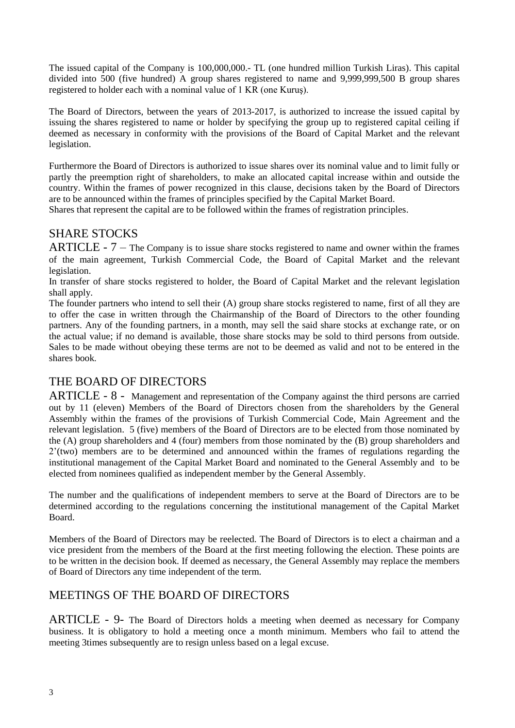The issued capital of the Company is 100,000,000.- TL (one hundred million Turkish Liras). This capital divided into 500 (five hundred) A group shares registered to name and 9,999,999,500 B group shares registered to holder each with a nominal value of 1 KR (one Kuruş).

The Board of Directors, between the years of 2013-2017, is authorized to increase the issued capital by issuing the shares registered to name or holder by specifying the group up to registered capital ceiling if deemed as necessary in conformity with the provisions of the Board of Capital Market and the relevant legislation.

Furthermore the Board of Directors is authorized to issue shares over its nominal value and to limit fully or partly the preemption right of shareholders, to make an allocated capital increase within and outside the country. Within the frames of power recognized in this clause, decisions taken by the Board of Directors are to be announced within the frames of principles specified by the Capital Market Board.
Shares that represent the capital are to be followed within the frames of registration principles.

## SHARE STOCKS

ARTICLE - 7 – The Company is to issue share stocks registered to name and owner within the frames of the main agreement, Turkish Commercial Code, the Board of Capital Market and the relevant legislation.
In transfer of share stocks registered to holder, the Board of Capital Market and the relevant legislation shall apply.
The founder partners who intend to sell their (A) group share stocks registered to name, first of all they are to offer the case in written through the Chairmanship of the Board of Directors to the other founding partners. Any of the founding partners, in a month, may sell the said share stocks at exchange rate, or on the actual value; if no demand is available, those share stocks may be sold to third persons from outside. Sales to be made without obeying these terms are not to be deemed as valid and not to be entered in the shares book.

## THE BOARD OF DIRECTORS

ARTICLE - 8 - Management and representation of the Company against the third persons are carried out by 11 (eleven) Members of the Board of Directors chosen from the shareholders by the General Assembly within the frames of the provisions of Turkish Commercial Code, Main Agreement and the relevant legislation. 5 (five) members of the Board of Directors are to be elected from those nominated by the (A) group shareholders and 4 (four) members from those nominated by the (B) group shareholders and 2'(two) members are to be determined and announced within the frames of regulations regarding the institutional management of the Capital Market Board and nominated to the General Assembly and to be elected from nominees qualified as independent member by the General Assembly.

The number and the qualifications of independent members to serve at the Board of Directors are to be determined according to the regulations concerning the institutional management of the Capital Market Board.

Members of the Board of Directors may be reelected. The Board of Directors is to elect a chairman and a vice president from the members of the Board at the first meeting following the election. These points are to be written in the decision book. If deemed as necessary, the General Assembly may replace the members of Board of Directors any time independent of the term.

## MEETINGS OF THE BOARD OF DIRECTORS

ARTICLE - 9- The Board of Directors holds a meeting when deemed as necessary for Company business. It is obligatory to hold a meeting once a month minimum. Members who fail to attend the meeting 3times subsequently are to resign unless based on a legal excuse.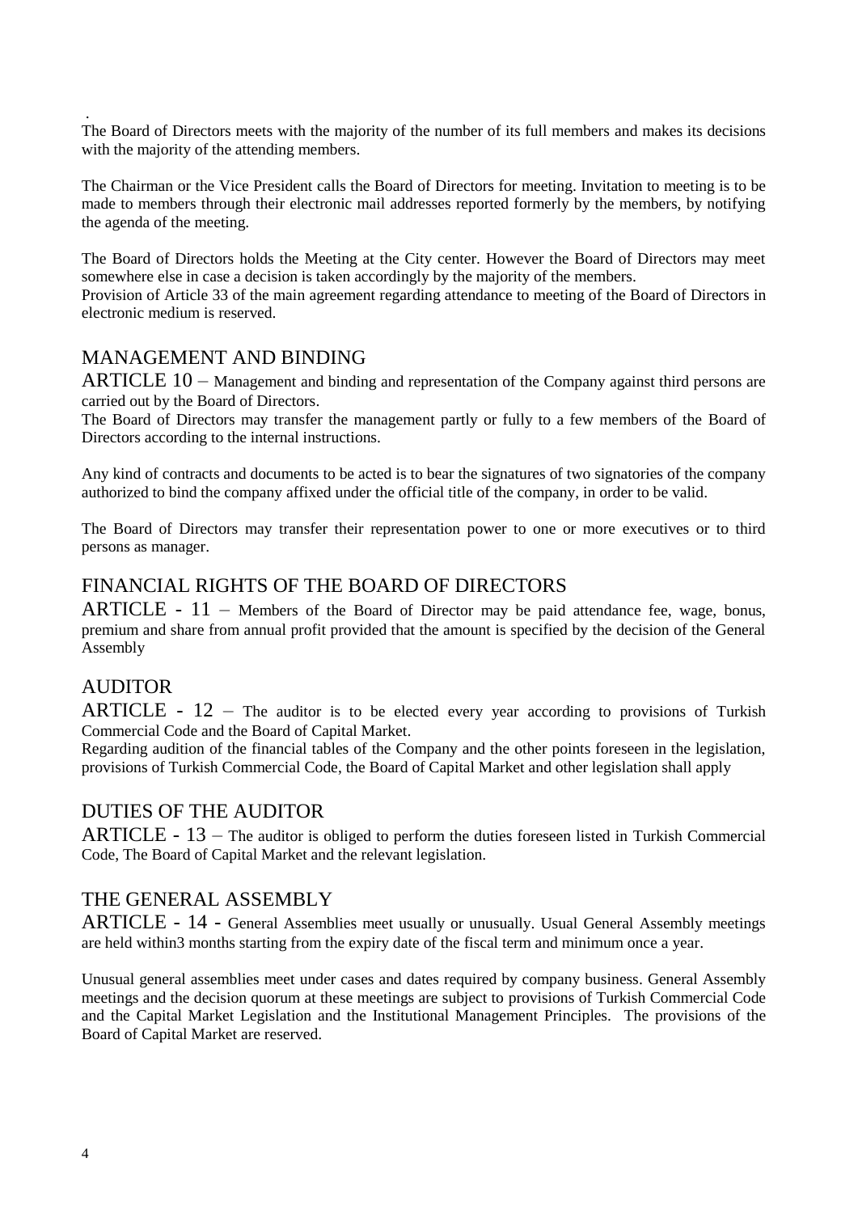.
The Board of Directors meets with the majority of the number of its full members and makes its decisions with the majority of the attending members.

The Chairman or the Vice President calls the Board of Directors for meeting. Invitation to meeting is to be made to members through their electronic mail addresses reported formerly by the members, by notifying the agenda of the meeting.

The Board of Directors holds the Meeting at the City center. However the Board of Directors may meet somewhere else in case a decision is taken accordingly by the majority of the members.
Provision of Article 33 of the main agreement regarding attendance to meeting of the Board of Directors in electronic medium is reserved.

## MANAGEMENT AND BINDING

ARTICLE 10 – Management and binding and representation of the Company against third persons are carried out by the Board of Directors.
The Board of Directors may transfer the management partly or fully to a few members of the Board of Directors according to the internal instructions.

Any kind of contracts and documents to be acted is to bear the signatures of two signatories of the company authorized to bind the company affixed under the official title of the company, in order to be valid.

The Board of Directors may transfer their representation power to one or more executives or to third persons as manager.

## FINANCIAL RIGHTS OF THE BOARD OF DIRECTORS

ARTICLE - 11 – Members of the Board of Director may be paid attendance fee, wage, bonus, premium and share from annual profit provided that the amount is specified by the decision of the General Assembly

## AUDITOR

ARTICLE - 12 – The auditor is to be elected every year according to provisions of Turkish Commercial Code and the Board of Capital Market.
Regarding audition of the financial tables of the Company and the other points foreseen in the legislation, provisions of Turkish Commercial Code, the Board of Capital Market and other legislation shall apply

## DUTIES OF THE AUDITOR

ARTICLE - 13 – The auditor is obliged to perform the duties foreseen listed in Turkish Commercial Code, The Board of Capital Market and the relevant legislation.

## THE GENERAL ASSEMBLY

ARTICLE - 14 - General Assemblies meet usually or unusually. Usual General Assembly meetings are held within3 months starting from the expiry date of the fiscal term and minimum once a year.

Unusual general assemblies meet under cases and dates required by company business. General Assembly meetings and the decision quorum at these meetings are subject to provisions of Turkish Commercial Code and the Capital Market Legislation and the Institutional Management Principles. The provisions of the Board of Capital Market are reserved.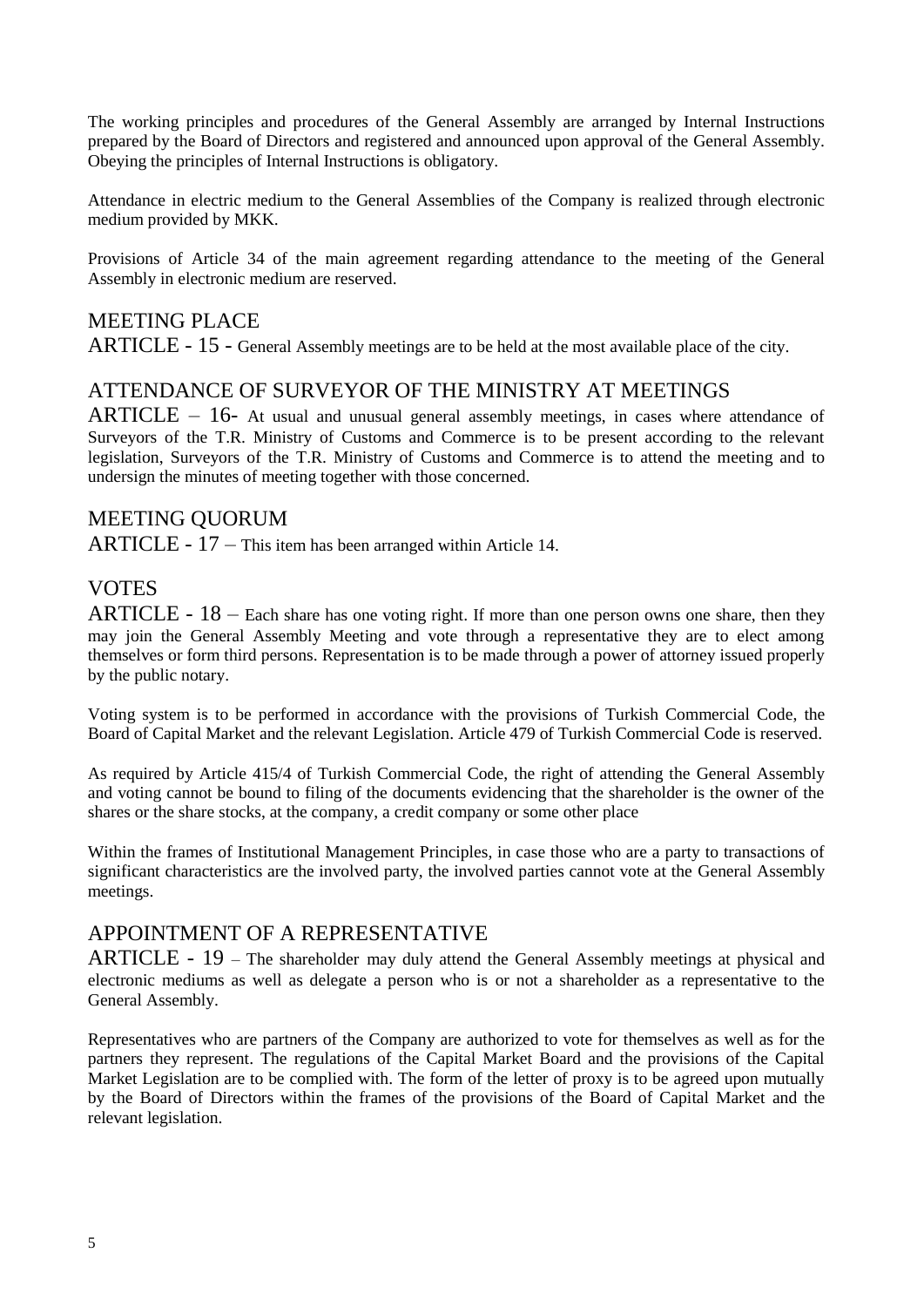The working principles and procedures of the General Assembly are arranged by Internal Instructions prepared by the Board of Directors and registered and announced upon approval of the General Assembly. Obeying the principles of Internal Instructions is obligatory.

Attendance in electric medium to the General Assemblies of the Company is realized through electronic medium provided by MKK.

Provisions of Article 34 of the main agreement regarding attendance to the meeting of the General Assembly in electronic medium are reserved.

## MEETING PLACE

ARTICLE - 15 - General Assembly meetings are to be held at the most available place of the city.

## ATTENDANCE OF SURVEYOR OF THE MINISTRY AT MEETINGS

ARTICLE – 16- At usual and unusual general assembly meetings, in cases where attendance of Surveyors of the T.R. Ministry of Customs and Commerce is to be present according to the relevant legislation, Surveyors of the T.R. Ministry of Customs and Commerce is to attend the meeting and to undersign the minutes of meeting together with those concerned.

## MEETING QUORUM

ARTICLE - 17 – This item has been arranged within Article 14.

## VOTES

ARTICLE - 18 – Each share has one voting right. If more than one person owns one share, then they may join the General Assembly Meeting and vote through a representative they are to elect among themselves or form third persons. Representation is to be made through a power of attorney issued properly by the public notary.

Voting system is to be performed in accordance with the provisions of Turkish Commercial Code, the Board of Capital Market and the relevant Legislation. Article 479 of Turkish Commercial Code is reserved.

As required by Article 415/4 of Turkish Commercial Code, the right of attending the General Assembly and voting cannot be bound to filing of the documents evidencing that the shareholder is the owner of the shares or the share stocks, at the company, a credit company or some other place

Within the frames of Institutional Management Principles, in case those who are a party to transactions of significant characteristics are the involved party, the involved parties cannot vote at the General Assembly meetings.

## APPOINTMENT OF A REPRESENTATIVE

ARTICLE - 19 – The shareholder may duly attend the General Assembly meetings at physical and electronic mediums as well as delegate a person who is or not a shareholder as a representative to the General Assembly.

Representatives who are partners of the Company are authorized to vote for themselves as well as for the partners they represent. The regulations of the Capital Market Board and the provisions of the Capital Market Legislation are to be complied with. The form of the letter of proxy is to be agreed upon mutually by the Board of Directors within the frames of the provisions of the Board of Capital Market and the relevant legislation.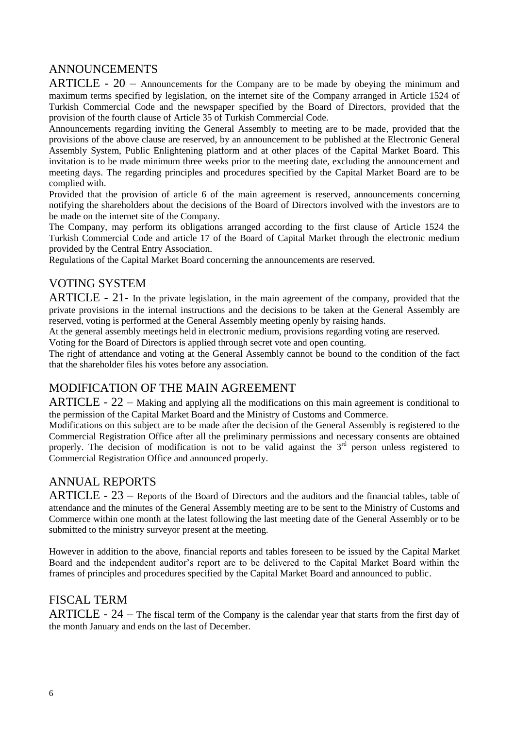## ANNOUNCEMENTS

ARTICLE - 20 – Announcements for the Company are to be made by obeying the minimum and maximum terms specified by legislation, on the internet site of the Company arranged in Article 1524 of Turkish Commercial Code and the newspaper specified by the Board of Directors, provided that the provision of the fourth clause of Article 35 of Turkish Commercial Code.

Announcements regarding inviting the General Assembly to meeting are to be made, provided that the provisions of the above clause are reserved, by an announcement to be published at the Electronic General Assembly System, Public Enlightening platform and at other places of the Capital Market Board. This invitation is to be made minimum three weeks prior to the meeting date, excluding the announcement and meeting days. The regarding principles and procedures specified by the Capital Market Board are to be complied with.

Provided that the provision of article 6 of the main agreement is reserved, announcements concerning notifying the shareholders about the decisions of the Board of Directors involved with the investors are to be made on the internet site of the Company.

The Company, may perform its obligations arranged according to the first clause of Article 1524 the Turkish Commercial Code and article 17 of the Board of Capital Market through the electronic medium provided by the Central Entry Association.

Regulations of the Capital Market Board concerning the announcements are reserved.

## VOTING SYSTEM

ARTICLE - 21- In the private legislation, in the main agreement of the company, provided that the private provisions in the internal instructions and the decisions to be taken at the General Assembly are reserved, voting is performed at the General Assembly meeting openly by raising hands.

At the general assembly meetings held in electronic medium, provisions regarding voting are reserved.

Voting for the Board of Directors is applied through secret vote and open counting.

The right of attendance and voting at the General Assembly cannot be bound to the condition of the fact that the shareholder files his votes before any association.

## MODIFICATION OF THE MAIN AGREEMENT

ARTICLE - 22 – Making and applying all the modifications on this main agreement is conditional to the permission of the Capital Market Board and the Ministry of Customs and Commerce.

Modifications on this subject are to be made after the decision of the General Assembly is registered to the Commercial Registration Office after all the preliminary permissions and necessary consents are obtained properly. The decision of modification is not to be valid against the 3rd person unless registered to Commercial Registration Office and announced properly.

## ANNUAL REPORTS

ARTICLE - 23 – Reports of the Board of Directors and the auditors and the financial tables, table of attendance and the minutes of the General Assembly meeting are to be sent to the Ministry of Customs and Commerce within one month at the latest following the last meeting date of the General Assembly or to be submitted to the ministry surveyor present at the meeting.

However in addition to the above, financial reports and tables foreseen to be issued by the Capital Market Board and the independent auditor's report are to be delivered to the Capital Market Board within the frames of principles and procedures specified by the Capital Market Board and announced to public.

## FISCAL TERM

ARTICLE - 24 – The fiscal term of the Company is the calendar year that starts from the first day of the month January and ends on the last of December.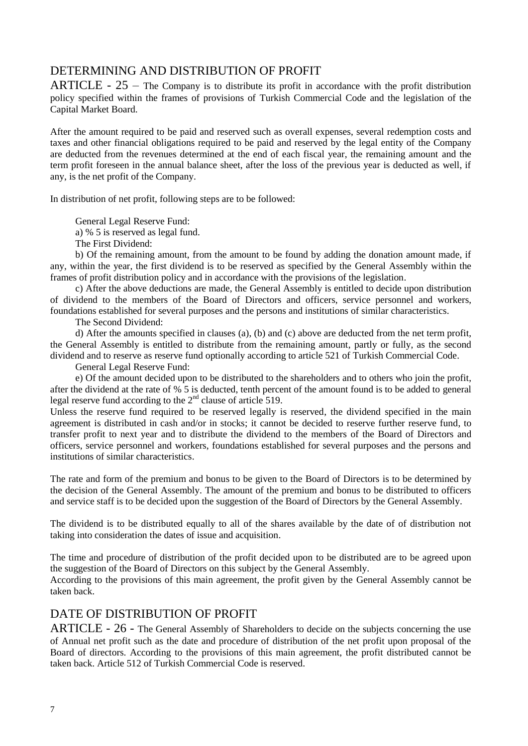## DETERMINING AND DISTRIBUTION OF PROFIT

ARTICLE - 25 – The Company is to distribute its profit in accordance with the profit distribution policy specified within the frames of provisions of Turkish Commercial Code and the legislation of the Capital Market Board.

After the amount required to be paid and reserved such as overall expenses, several redemption costs and taxes and other financial obligations required to be paid and reserved by the legal entity of the Company are deducted from the revenues determined at the end of each fiscal year, the remaining amount and the term profit foreseen in the annual balance sheet, after the loss of the previous year is deducted as well, if any, is the net profit of the Company.

In distribution of net profit, following steps are to be followed:

General Legal Reserve Fund:

a) % 5 is reserved as legal fund.

The First Dividend:

b) Of the remaining amount, from the amount to be found by adding the donation amount made, if any, within the year, the first dividend is to be reserved as specified by the General Assembly within the frames of profit distribution policy and in accordance with the provisions of the legislation.

c) After the above deductions are made, the General Assembly is entitled to decide upon distribution of dividend to the members of the Board of Directors and officers, service personnel and workers, foundations established for several purposes and the persons and institutions of similar characteristics.

The Second Dividend:

d) After the amounts specified in clauses (a), (b) and (c) above are deducted from the net term profit, the General Assembly is entitled to distribute from the remaining amount, partly or fully, as the second dividend and to reserve as reserve fund optionally according to article 521 of Turkish Commercial Code.

General Legal Reserve Fund:

e) Of the amount decided upon to be distributed to the shareholders and to others who join the profit, after the dividend at the rate of % 5 is deducted, tenth percent of the amount found is to be added to general legal reserve fund according to the 2nd clause of article 519.

Unless the reserve fund required to be reserved legally is reserved, the dividend specified in the main agreement is distributed in cash and/or in stocks; it cannot be decided to reserve further reserve fund, to transfer profit to next year and to distribute the dividend to the members of the Board of Directors and officers, service personnel and workers, foundations established for several purposes and the persons and institutions of similar characteristics.

The rate and form of the premium and bonus to be given to the Board of Directors is to be determined by the decision of the General Assembly. The amount of the premium and bonus to be distributed to officers and service staff is to be decided upon the suggestion of the Board of Directors by the General Assembly.

The dividend is to be distributed equally to all of the shares available by the date of of distribution not taking into consideration the dates of issue and acquisition.

The time and procedure of distribution of the profit decided upon to be distributed are to be agreed upon the suggestion of the Board of Directors on this subject by the General Assembly.

According to the provisions of this main agreement, the profit given by the General Assembly cannot be taken back.

## DATE OF DISTRIBUTION OF PROFIT

ARTICLE - 26 - The General Assembly of Shareholders to decide on the subjects concerning the use of Annual net profit such as the date and procedure of distribution of the net profit upon proposal of the Board of directors. According to the provisions of this main agreement, the profit distributed cannot be taken back. Article 512 of Turkish Commercial Code is reserved.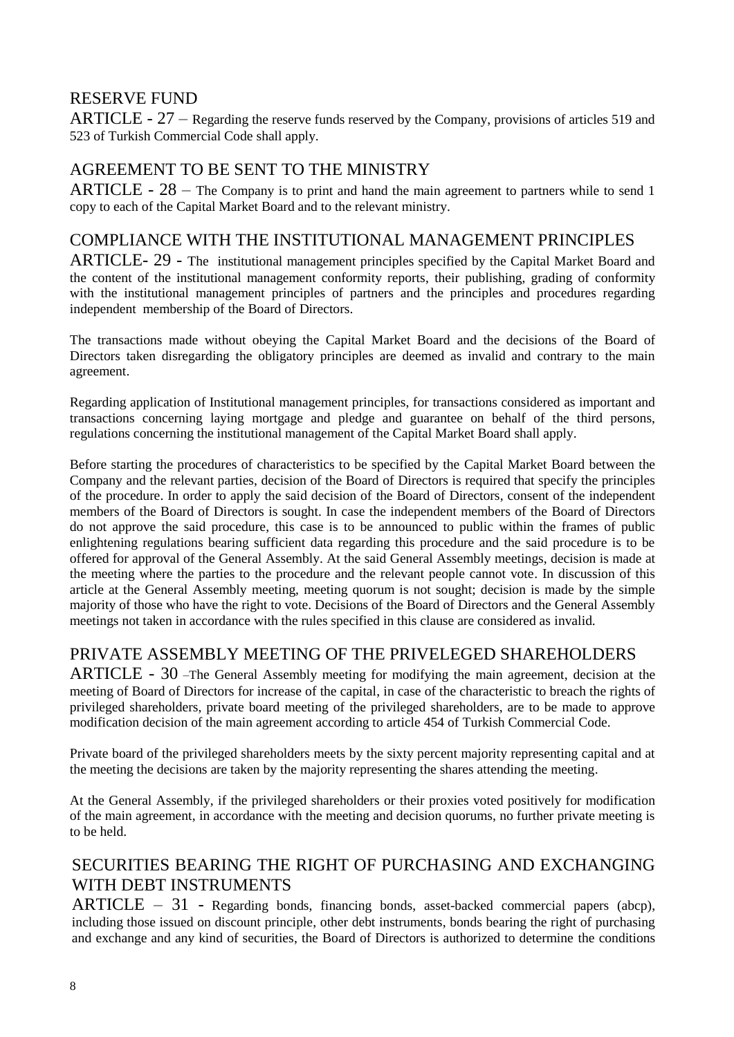## RESERVE FUND

ARTICLE - 27 – Regarding the reserve funds reserved by the Company, provisions of articles 519 and 523 of Turkish Commercial Code shall apply.

## AGREEMENT TO BE SENT TO THE MINISTRY

ARTICLE - 28 – The Company is to print and hand the main agreement to partners while to send 1 copy to each of the Capital Market Board and to the relevant ministry.

## COMPLIANCE WITH THE INSTITUTIONAL MANAGEMENT PRINCIPLES

ARTICLE- 29 - The institutional management principles specified by the Capital Market Board and the content of the institutional management conformity reports, their publishing, grading of conformity with the institutional management principles of partners and the principles and procedures regarding independent membership of the Board of Directors.

The transactions made without obeying the Capital Market Board and the decisions of the Board of Directors taken disregarding the obligatory principles are deemed as invalid and contrary to the main agreement.

Regarding application of Institutional management principles, for transactions considered as important and transactions concerning laying mortgage and pledge and guarantee on behalf of the third persons, regulations concerning the institutional management of the Capital Market Board shall apply.

Before starting the procedures of characteristics to be specified by the Capital Market Board between the Company and the relevant parties, decision of the Board of Directors is required that specify the principles of the procedure. In order to apply the said decision of the Board of Directors, consent of the independent members of the Board of Directors is sought. In case the independent members of the Board of Directors do not approve the said procedure, this case is to be announced to public within the frames of public enlightening regulations bearing sufficient data regarding this procedure and the said procedure is to be offered for approval of the General Assembly. At the said General Assembly meetings, decision is made at the meeting where the parties to the procedure and the relevant people cannot vote. In discussion of this article at the General Assembly meeting, meeting quorum is not sought; decision is made by the simple majority of those who have the right to vote. Decisions of the Board of Directors and the General Assembly meetings not taken in accordance with the rules specified in this clause are considered as invalid.

## PRIVATE ASSEMBLY MEETING OF THE PRIVELEGED SHAREHOLDERS

ARTICLE - 30 –The General Assembly meeting for modifying the main agreement, decision at the meeting of Board of Directors for increase of the capital, in case of the characteristic to breach the rights of privileged shareholders, private board meeting of the privileged shareholders, are to be made to approve modification decision of the main agreement according to article 454 of Turkish Commercial Code.

Private board of the privileged shareholders meets by the sixty percent majority representing capital and at the meeting the decisions are taken by the majority representing the shares attending the meeting.

At the General Assembly, if the privileged shareholders or their proxies voted positively for modification of the main agreement, in accordance with the meeting and decision quorums, no further private meeting is to be held.

## SECURITIES BEARING THE RIGHT OF PURCHASING AND EXCHANGING WITH DEBT INSTRUMENTS

ARTICLE – 31 - Regarding bonds, financing bonds, asset-backed commercial papers (abcp), including those issued on discount principle, other debt instruments, bonds bearing the right of purchasing and exchange and any kind of securities, the Board of Directors is authorized to determine the conditions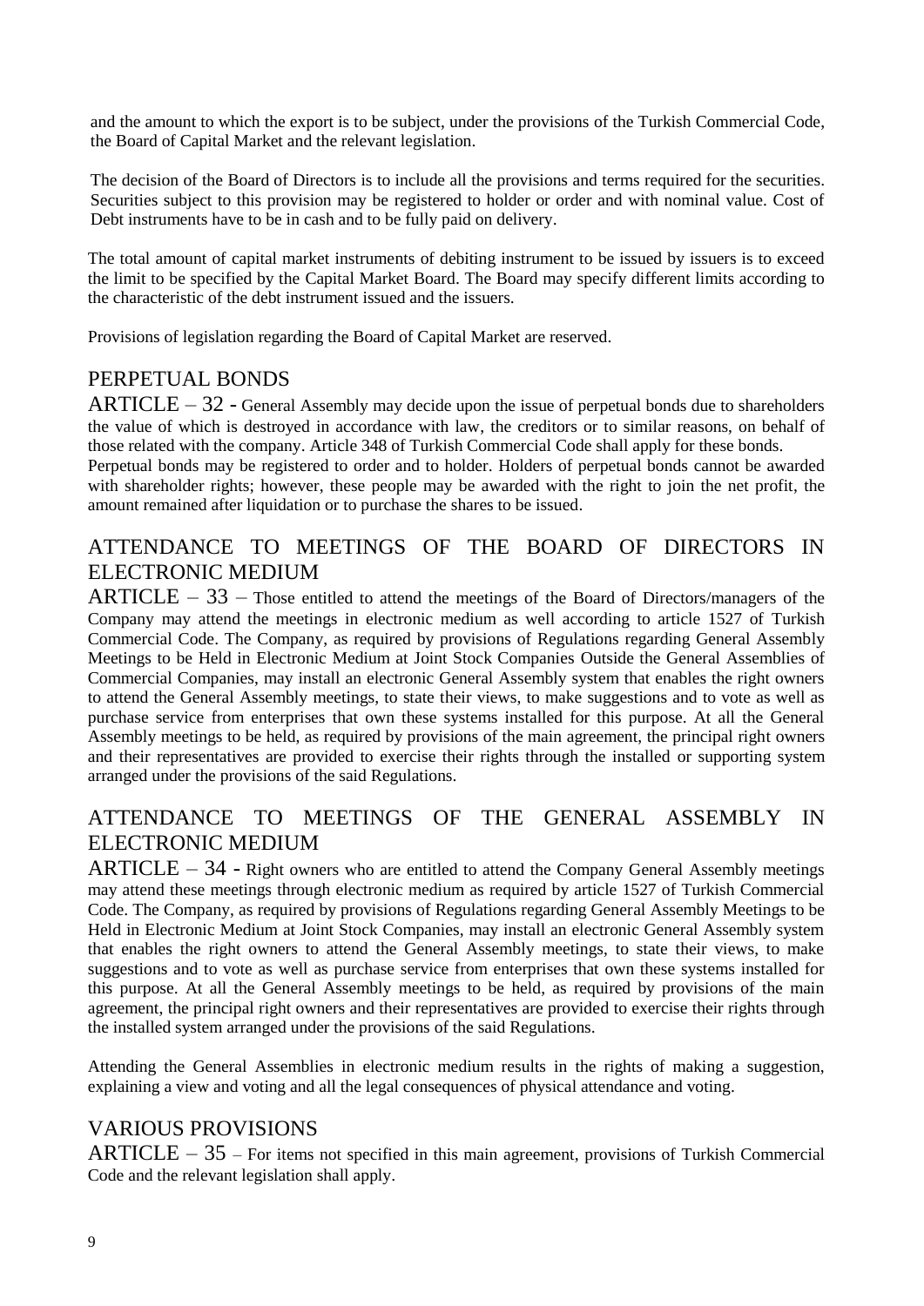and the amount to which the export is to be subject, under the provisions of the Turkish Commercial Code, the Board of Capital Market and the relevant legislation.

The decision of the Board of Directors is to include all the provisions and terms required for the securities. Securities subject to this provision may be registered to holder or order and with nominal value. Cost of Debt instruments have to be in cash and to be fully paid on delivery.

The total amount of capital market instruments of debiting instrument to be issued by issuers is to exceed the limit to be specified by the Capital Market Board. The Board may specify different limits according to the characteristic of the debt instrument issued and the issuers.

Provisions of legislation regarding the Board of Capital Market are reserved.

## PERPETUAL BONDS

ARTICLE – 32 - General Assembly may decide upon the issue of perpetual bonds due to shareholders the value of which is destroyed in accordance with law, the creditors or to similar reasons, on behalf of those related with the company. Article 348 of Turkish Commercial Code shall apply for these bonds.
Perpetual bonds may be registered to order and to holder. Holders of perpetual bonds cannot be awarded with shareholder rights; however, these people may be awarded with the right to join the net profit, the amount remained after liquidation or to purchase the shares to be issued.

## ATTENDANCE TO MEETINGS OF THE BOARD OF DIRECTORS IN ELECTRONIC MEDIUM

ARTICLE – 33 – Those entitled to attend the meetings of the Board of Directors/managers of the Company may attend the meetings in electronic medium as well according to article 1527 of Turkish Commercial Code. The Company, as required by provisions of Regulations regarding General Assembly Meetings to be Held in Electronic Medium at Joint Stock Companies Outside the General Assemblies of Commercial Companies, may install an electronic General Assembly system that enables the right owners to attend the General Assembly meetings, to state their views, to make suggestions and to vote as well as purchase service from enterprises that own these systems installed for this purpose. At all the General Assembly meetings to be held, as required by provisions of the main agreement, the principal right owners and their representatives are provided to exercise their rights through the installed or supporting system arranged under the provisions of the said Regulations.

## ATTENDANCE TO MEETINGS OF THE GENERAL ASSEMBLY IN ELECTRONIC MEDIUM

ARTICLE – 34 - Right owners who are entitled to attend the Company General Assembly meetings may attend these meetings through electronic medium as required by article 1527 of Turkish Commercial Code. The Company, as required by provisions of Regulations regarding General Assembly Meetings to be Held in Electronic Medium at Joint Stock Companies, may install an electronic General Assembly system that enables the right owners to attend the General Assembly meetings, to state their views, to make suggestions and to vote as well as purchase service from enterprises that own these systems installed for this purpose. At all the General Assembly meetings to be held, as required by provisions of the main agreement, the principal right owners and their representatives are provided to exercise their rights through the installed system arranged under the provisions of the said Regulations.

Attending the General Assemblies in electronic medium results in the rights of making a suggestion, explaining a view and voting and all the legal consequences of physical attendance and voting.

## VARIOUS PROVISIONS

ARTICLE – 35 – For items not specified in this main agreement, provisions of Turkish Commercial Code and the relevant legislation shall apply.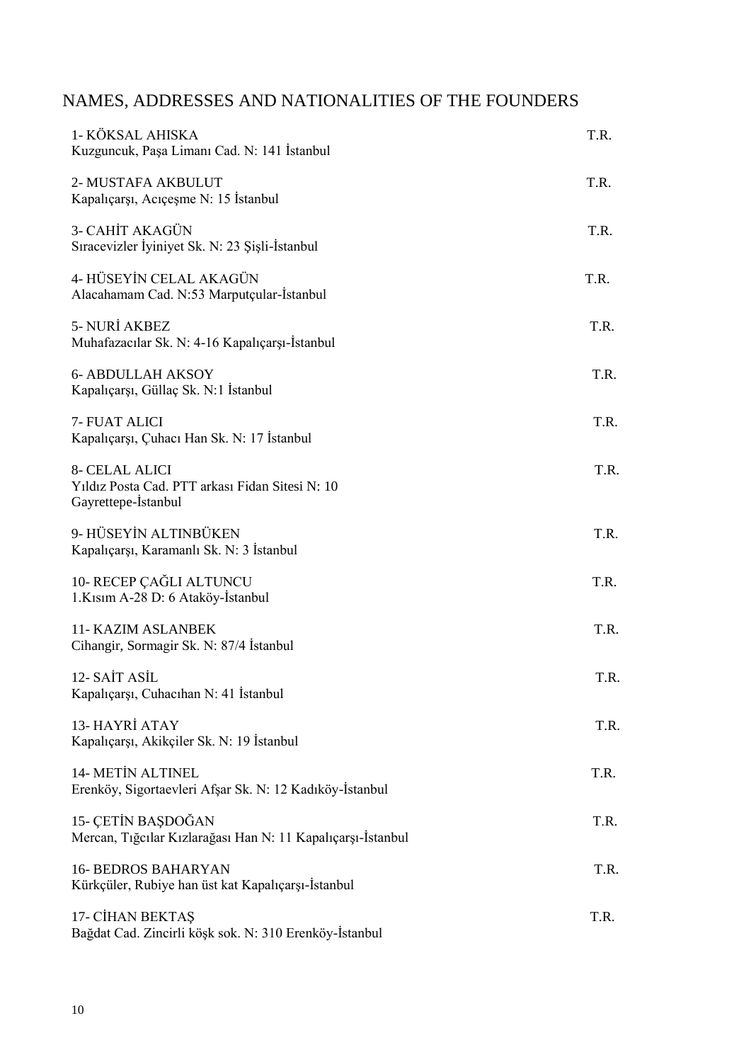# NAMES, ADDRESSES AND NATIONALITIES OF THE FOUNDERS

1- KÖKSAL AHISKA T.R.
Kuzguncuk, Paşa Limanı Cad. N: 141 İstanbul

2- MUSTAFA AKBULUT T.R.
Kapalıçarşı, Acıçeşme N: 15 İstanbul

3- CAHİT AKAGÜN T.R.
Sıracevizler İyiniyet Sk. N: 23 Şişli-İstanbul

4- HÜSEYİN CELAL AKAGÜN T.R.
Alacahamam Cad. N:53 Marputçular-İstanbul

5- NURİ AKBEZ T.R.
Muhafazacılar Sk. N: 4-16 Kapalıçarşı-İstanbul

6- ABDULLAH AKSOY T.R.
Kapalıçarşı, Güllaç Sk. N:1 İstanbul

7- FUAT ALICI T.R.
Kapalıçarşı, Çuhacı Han Sk. N: 17 İstanbul

8- CELAL ALICI T.R.
Yıldız Posta Cad. PTT arkası Fidan Sitesi N: 10
Gayrettepe-İstanbul

9- HÜSEYİN ALTINBÜKEN T.R.
Kapalıçarşı, Karamanlı Sk. N: 3 İstanbul

10- RECEP ÇAĞLI ALTUNCU T.R.
1.Kısım A-28 D: 6 Ataköy-İstanbul

11- KAZIM ASLANBEK T.R.
Cihangir, Sormagir Sk. N: 87/4 İstanbul

12- SAİT ASİL T.R.
Kapalıçarşı, Cuhacıhan N: 41 İstanbul

13- HAYRİ ATAY T.R.
Kapalıçarşı, Akikçiler Sk. N: 19 İstanbul

14- METİN ALTINEL T.R.
Erenköy, Sigortaevleri Afşar Sk. N: 12 Kadıköy-İstanbul

15- ÇETİN BAŞDOĞAN T.R.
Mercan, Tığcılar Kızlarağası Han N: 11 Kapalıçarşı-İstanbul

16- BEDROS BAHARYAN T.R.
Kürkçüler, Rubiye han üst kat Kapalıçarşı-İstanbul

17- CİHAN BEKTAŞ T.R.
Bağdat Cad. Zincirli köşk sok. N: 310 Erenköy-İstanbul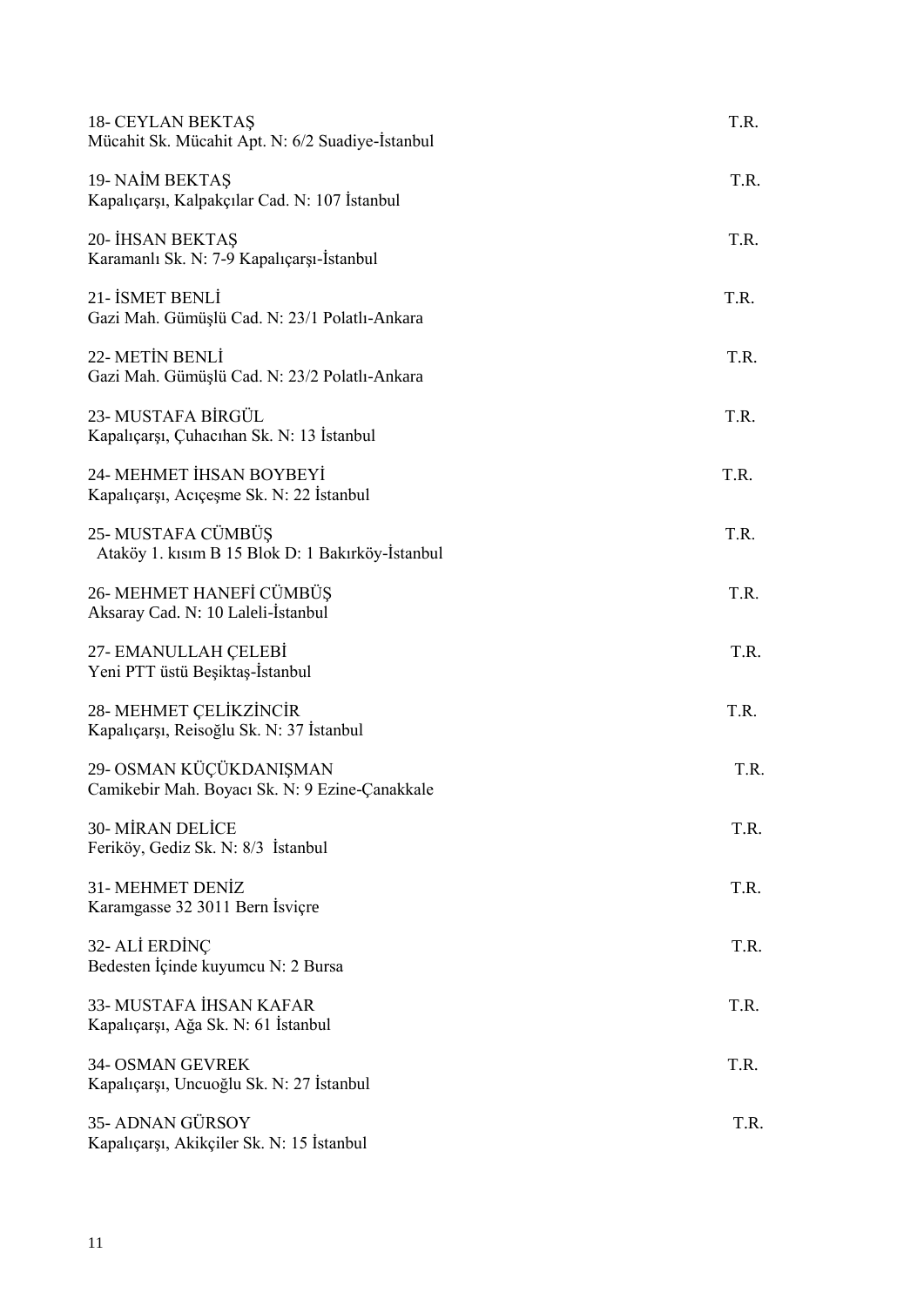18- CEYLAN BEKTAŞ T.R.
Mücahit Sk. Mücahit Apt. N: 6/2 Suadiye-İstanbul

19- NAİM BEKTAŞ T.R.
Kapalıçarşı, Kalpakçılar Cad. N: 107 İstanbul

20- İHSAN BEKTAŞ T.R.
Karamanlı Sk. N: 7-9 Kapalıçarşı-İstanbul

21- İSMET BENLİ T.R.
Gazi Mah. Gümüşlü Cad. N: 23/1 Polatlı-Ankara

22- METİN BENLİ T.R.
Gazi Mah. Gümüşlü Cad. N: 23/2 Polatlı-Ankara

23- MUSTAFA BİRGÜL T.R.
Kapalıçarşı, Çuhacıhan Sk. N: 13 İstanbul

24- MEHMET İHSAN BOYBEYİ T.R.
Kapalıçarşı, Acıçeşme Sk. N: 22 İstanbul

25- MUSTAFA CÜMBÜŞ T.R.
Ataköy 1. kısım B 15 Blok D: 1 Bakırköy-İstanbul

26- MEHMET HANEFİ CÜMBÜŞ T.R.
Aksaray Cad. N: 10 Laleli-İstanbul

27- EMANULLAH ÇELEBİ T.R.
Yeni PTT üstü Beşiktaş-İstanbul

28- MEHMET ÇELİKZİNCİR T.R.
Kapalıçarşı, Reisoğlu Sk. N: 37 İstanbul

29- OSMAN KÜÇÜKDANIŞMAN T.R.
Camikebir Mah. Boyacı Sk. N: 9 Ezine-Çanakkale

30- MİRAN DELİCE T.R.
Feriköy, Gediz Sk. N: 8/3 İstanbul

31- MEHMET DENİZ T.R.
Karamgasse 32 3011 Bern İsviçre

32- ALİ ERDİNÇ T.R.
Bedesten İçinde kuyumcu N: 2 Bursa

33- MUSTAFA İHSAN KAFAR T.R.
Kapalıçarşı, Ağa Sk. N: 61 İstanbul

34- OSMAN GEVREK T.R.
Kapalıçarşı, Uncuoğlu Sk. N: 27 İstanbul

35- ADNAN GÜRSOY T.R.
Kapalıçarşı, Akikçiler Sk. N: 15 İstanbul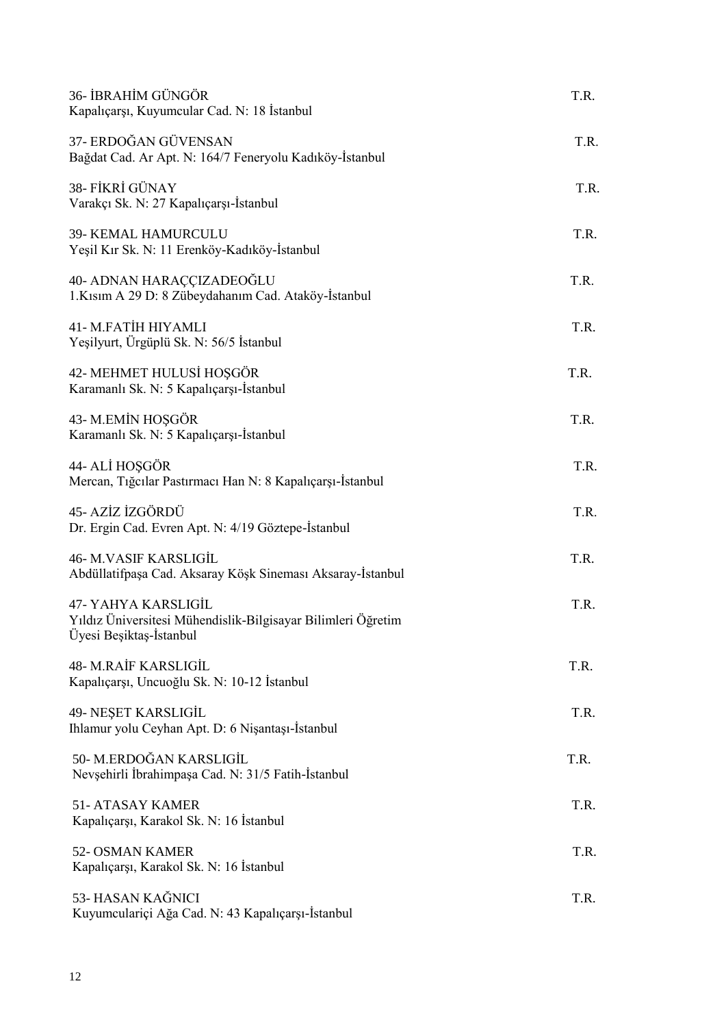36- İBRAHİM GÜNGÖR T.R.
Kapalıçarşı, Kuyumcular Cad. N: 18 İstanbul

37- ERDOĞAN GÜVENSAN T.R.
Bağdat Cad. Ar Apt. N: 164/7 Feneryolu Kadıköy-İstanbul

38- FİKRİ GÜNAY T.R.
Varakçı Sk. N: 27 Kapalıçarşı-İstanbul

39- KEMAL HAMURCULU T.R.
Yeşil Kır Sk. N: 11 Erenköy-Kadıköy-İstanbul

40- ADNAN HARAÇÇIZADEOĞLU T.R.
1.Kısım A 29 D: 8 Zübeydahanım Cad. Ataköy-İstanbul

41- M.FATİH HIYAMLI T.R.
Yeşilyurt, Ürgüplü Sk. N: 56/5 İstanbul

42- MEHMET HULUSİ HOŞGÖR T.R.
Karamanlı Sk. N: 5 Kapalıçarşı-İstanbul

43- M.EMİN HOŞGÖR T.R.
Karamanlı Sk. N: 5 Kapalıçarşı-İstanbul

44- ALİ HOŞGÖR T.R.
Mercan, Tığcılar Pastırmacı Han N: 8 Kapalıçarşı-İstanbul

45- AZİZ İZGÖRDÜ T.R.
Dr. Ergin Cad. Evren Apt. N: 4/19 Göztepe-İstanbul

46- M.VASIF KARSLIGİL T.R.
Abdüllatifpaşa Cad. Aksaray Köşk Sineması Aksaray-İstanbul

47- YAHYA KARSLIGİL T.R.
Yıldız Üniversitesi Mühendislik-Bilgisayar Bilimleri Öğretim Üyesi Beşiktaş-İstanbul

48- M.RAİF KARSLIGİL T.R.
Kapalıçarşı, Uncuoğlu Sk. N: 10-12 İstanbul

49- NEŞET KARSLIGİL T.R.
Ihlamur yolu Ceyhan Apt. D: 6 Nişantaşı-İstanbul

50- M.ERDOĞAN KARSLIGİL T.R.
Nevşehirli İbrahimpaşa Cad. N: 31/5 Fatih-İstanbul

51- ATASAY KAMER T.R.
Kapalıçarşı, Karakol Sk. N: 16 İstanbul

52- OSMAN KAMER T.R.
Kapalıçarşı, Karakol Sk. N: 16 İstanbul

53- HASAN KAĞNICI T.R.
Kuyumculariçi Ağa Cad. N: 43 Kapalıçarşı-İstanbul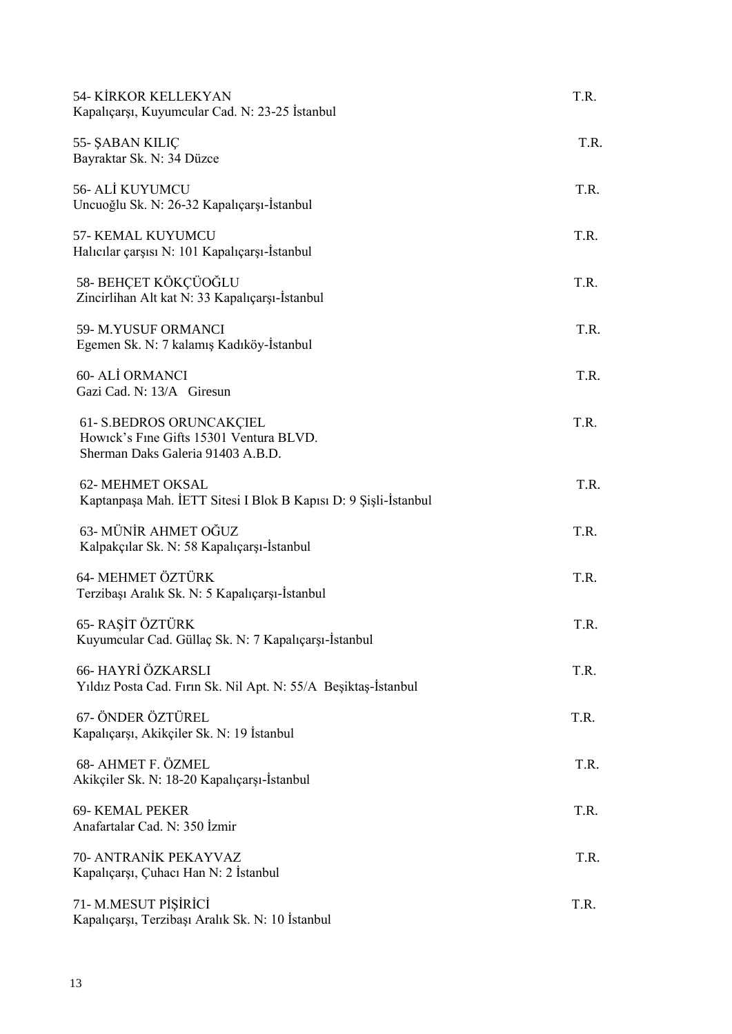54- KİRKOR KELLEKYAN T.R.
Kapalıçarşı, Kuyumcular Cad. N: 23-25 İstanbul

55- ŞABAN KILIÇ T.R.
Bayraktar Sk. N: 34 Düzce

56- ALİ KUYUMCU T.R.
Uncuoğlu Sk. N: 26-32 Kapalıçarşı-İstanbul

57- KEMAL KUYUMCU T.R.
Halıcılar çarşısı N: 101 Kapalıçarşı-İstanbul

58- BEHÇET KÖKÇÜOĞLU T.R.
Zincirlihan Alt kat N: 33 Kapalıçarşı-İstanbul

59- M.YUSUF ORMANCI T.R.
Egemen Sk. N: 7 kalamış Kadıköy-İstanbul

60- ALİ ORMANCI T.R.
Gazi Cad. N: 13/A Giresun

61- S.BEDROS ORUNCAKÇIEL T.R.
Howıck's Fıne Gifts 15301 Ventura BLVD.
Sherman Daks Galeria 91403 A.B.D.

62- MEHMET OKSAL T.R.
Kaptanpaşa Mah. İETT Sitesi I Blok B Kapısı D: 9 Şişli-İstanbul

63- MÜNİR AHMET OĞUZ T.R.
Kalpakçılar Sk. N: 58 Kapalıçarşı-İstanbul

64- MEHMET ÖZTÜRK T.R.
Terzibaşı Aralık Sk. N: 5 Kapalıçarşı-İstanbul

65- RAŞİT ÖZTÜRK T.R.
Kuyumcular Cad. Güllaç Sk. N: 7 Kapalıçarşı-İstanbul

66- HAYRİ ÖZKARSLI T.R.
Yıldız Posta Cad. Fırın Sk. Nil Apt. N: 55/A Beşiktaş-İstanbul

67- ÖNDER ÖZTÜREL T.R.
Kapalıçarşı, Akikçiler Sk. N: 19 İstanbul

68- AHMET F. ÖZMEL T.R.
Akikçiler Sk. N: 18-20 Kapalıçarşı-İstanbul

69- KEMAL PEKER T.R.
Anafartalar Cad. N: 350 İzmir

70- ANTRANİK PEKAYVAZ T.R.
Kapalıçarşı, Çuhacı Han N: 2 İstanbul

71- M.MESUT PİŞİRİCİ T.R.
Kapalıçarşı, Terzibaşı Aralık Sk. N: 10 İstanbul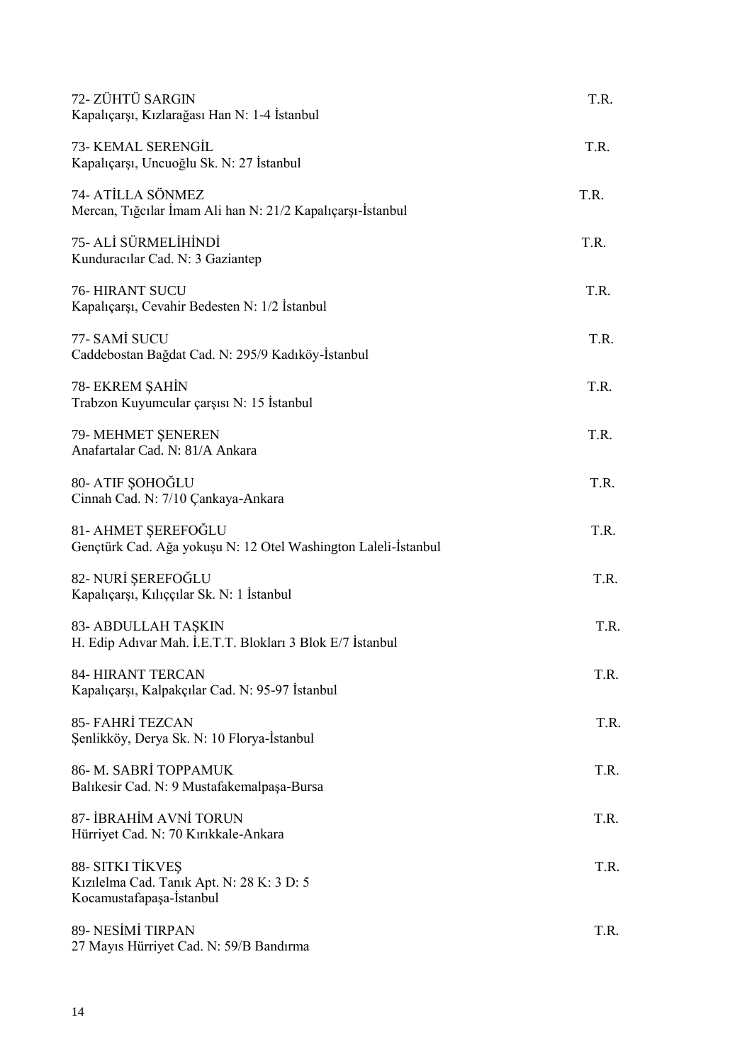72- ZÜHTÜ SARGIN T.R.
Kapalıçarşı, Kızlarağası Han N: 1-4 İstanbul

73- KEMAL SERENGİL T.R.
Kapalıçarşı, Uncuoğlu Sk. N: 27 İstanbul

74- ATİLLA SÖNMEZ T.R.
Mercan, Tığcılar İmam Ali han N: 21/2 Kapalıçarşı-İstanbul

75- ALİ SÜRMELİHİNDİ T.R.
Kunduracılar Cad. N: 3 Gaziantep

76- HIRANT SUCU T.R.
Kapalıçarşı, Cevahir Bedesten N: 1/2 İstanbul

77- SAMİ SUCU T.R.
Caddebostan Bağdat Cad. N: 295/9 Kadıköy-İstanbul

78- EKREM ŞAHİN T.R.
Trabzon Kuyumcular çarşısı N: 15 İstanbul

79- MEHMET ŞENEREN T.R.
Anafartalar Cad. N: 81/A Ankara

80- ATIF ŞOHOĞLU T.R.
Cinnah Cad. N: 7/10 Çankaya-Ankara

81- AHMET ŞEREFOĞLU T.R.
Gençtürk Cad. Ağa yokuşu N: 12 Otel Washington Laleli-İstanbul

82- NURİ ŞEREFOĞLU T.R.
Kapalıçarşı, Kılıççılar Sk. N: 1 İstanbul

83- ABDULLAH TAŞKIN T.R.
H. Edip Adıvar Mah. İ.E.T.T. Blokları 3 Blok E/7 İstanbul

84- HIRANT TERCAN T.R.
Kapalıçarşı, Kalpakçılar Cad. N: 95-97 İstanbul

85- FAHRİ TEZCAN T.R.
Şenlikköy, Derya Sk. N: 10 Florya-İstanbul

86- M. SABRİ TOPPAMUK T.R.
Balıkesir Cad. N: 9 Mustafakemalpaşa-Bursa

87- İBRAHİM AVNİ TORUN T.R.
Hürriyet Cad. N: 70 Kırıkkale-Ankara

88- SITKI TİKVEŞ T.R.
Kızılelma Cad. Tanık Apt. N: 28 K: 3 D: 5
Kocamustafapaşa-İstanbul

89- NESİMİ TIRPAN T.R.
27 Mayıs Hürriyet Cad. N: 59/B Bandırma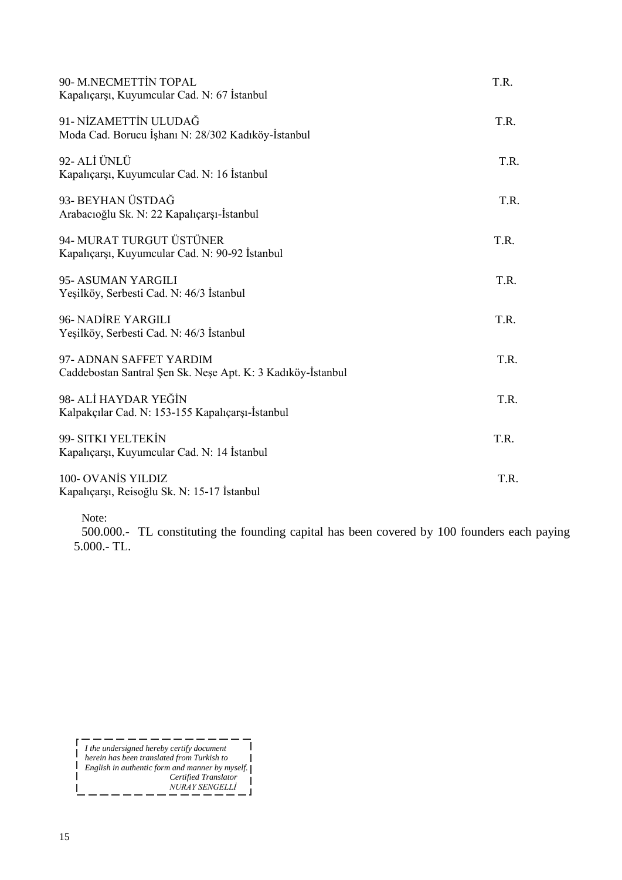90- M.NECMETTİN TOPAL T.R.
Kapalıçarşı, Kuyumcular Cad. N: 67 İstanbul

91- NİZAMETTİN ULUDAĞ T.R.
Moda Cad. Borucu İşhanı N: 28/302 Kadıköy-İstanbul

92- ALİ ÜNLÜ T.R.
Kapalıçarşı, Kuyumcular Cad. N: 16 İstanbul

93- BEYHAN ÜSTDAĞ T.R.
Arabacıoğlu Sk. N: 22 Kapalıçarşı-İstanbul

94- MURAT TURGUT ÜSTÜNER T.R.
Kapalıçarşı, Kuyumcular Cad. N: 90-92 İstanbul

95- ASUMAN YARGILI T.R.
Yeşilköy, Serbesti Cad. N: 46/3 İstanbul

96- NADİRE YARGILI T.R.
Yeşilköy, Serbesti Cad. N: 46/3 İstanbul

97- ADNAN SAFFET YARDIM T.R.
Caddebostan Santral Şen Sk. Neşe Apt. K: 3 Kadıköy-İstanbul

98- ALİ HAYDAR YEĞİN T.R.
Kalpakçılar Cad. N: 153-155 Kapalıçarşı-İstanbul

99- SITKI YELTEKİN T.R.
Kapalıçarşı, Kuyumcular Cad. N: 14 İstanbul

100- OVANİS YILDIZ T.R.
Kapalıçarşı, Reisoğlu Sk. N: 15-17 İstanbul

Note:
500.000.- TL constituting the founding capital has been covered by 100 founders each paying 5.000.- TL.

*I the undersigned hereby certify document herein has been translated from Turkish to English in authentic form and manner by myself.*
*Certified Translator*
*NURAY SENGELLİ*